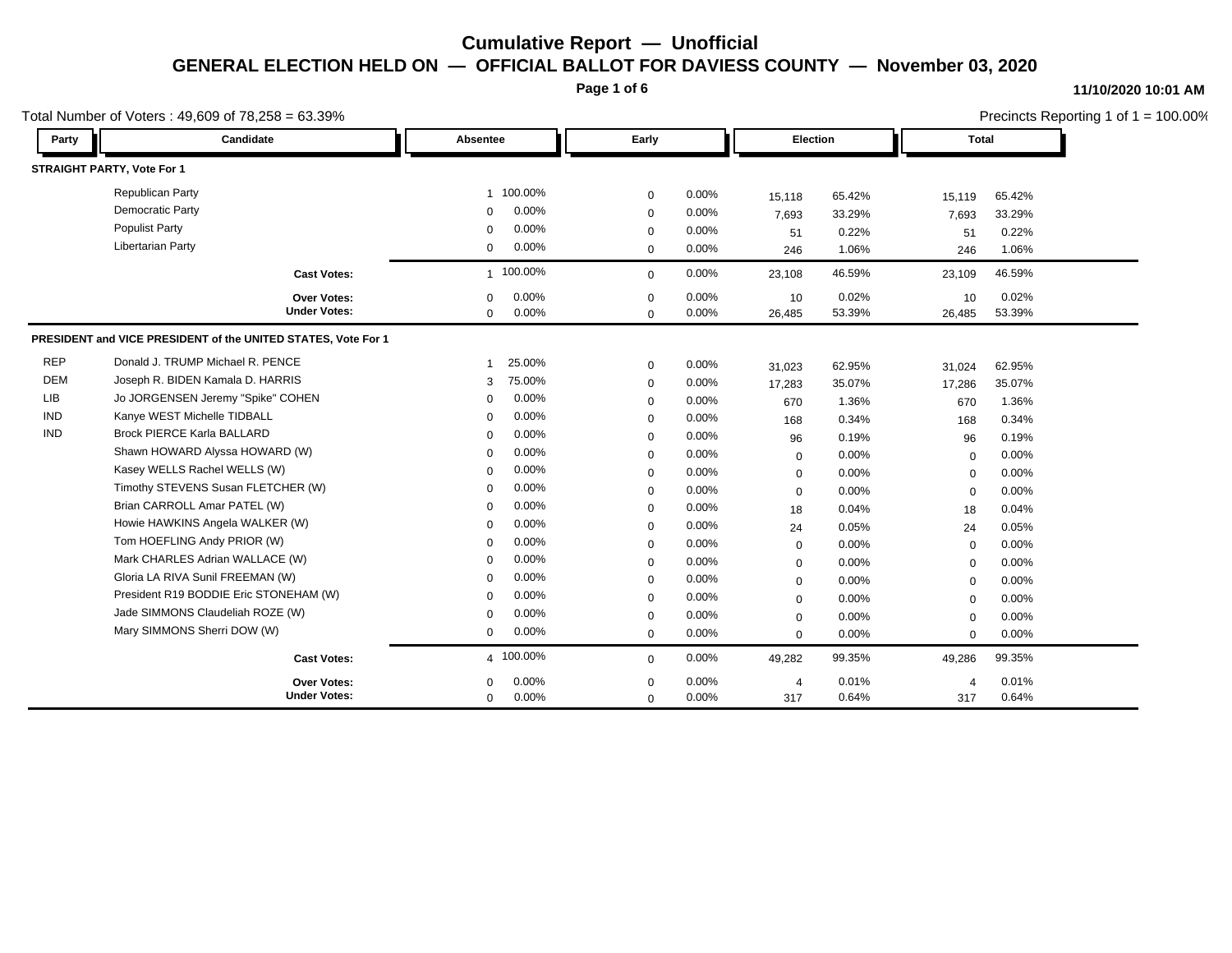# Cumulative Report — Unofficial

## GENERAL ELECTION HELD ON — OFFICIAL BALLOT FOR DAVIESS COUNTY — November 03, 2020

11/10/2020 10:01 AM

Total Number of Voters : 49,609 of 78,258 = 63.39%

Precincts Reporting 1 of 1 = 100.00%

| Party | Candidate | Absentee | | Early | | Election | | Total | |
|---|---|---|---|---|---|---|---|---|---|
| **STRAIGHT PARTY, Vote For 1** | | | | | | | | | |
| | Republican Party | 1 | 100.00% | 0 | 0.00% | 15,118 | 65.42% | 15,119 | 65.42% |
| | Democratic Party | 0 | 0.00% | 0 | 0.00% | 7,693 | 33.29% | 7,693 | 33.29% |
| | Populist Party | 0 | 0.00% | 0 | 0.00% | 51 | 0.22% | 51 | 0.22% |
| | Libertarian Party | 0 | 0.00% | 0 | 0.00% | 246 | 1.06% | 246 | 1.06% |
| | **Cast Votes:** | 1 | 100.00% | 0 | 0.00% | 23,108 | 46.59% | 23,109 | 46.59% |
| | **Over Votes:** | 0 | 0.00% | 0 | 0.00% | 10 | 0.02% | 10 | 0.02% |
| | **Under Votes:** | 0 | 0.00% | 0 | 0.00% | 26,485 | 53.39% | 26,485 | 53.39% |
| **PRESIDENT and VICE PRESIDENT of the UNITED STATES, Vote For 1** | | | | | | | | | |
| REP | Donald J. TRUMP Michael R. PENCE | 1 | 25.00% | 0 | 0.00% | 31,023 | 62.95% | 31,024 | 62.95% |
| DEM | Joseph R. BIDEN Kamala D. HARRIS | 3 | 75.00% | 0 | 0.00% | 17,283 | 35.07% | 17,286 | 35.07% |
| LIB | Jo JORGENSEN Jeremy "Spike" COHEN | 0 | 0.00% | 0 | 0.00% | 670 | 1.36% | 670 | 1.36% |
| IND | Kanye WEST Michelle TIDBALL | 0 | 0.00% | 0 | 0.00% | 168 | 0.34% | 168 | 0.34% |
| IND | Brock PIERCE Karla BALLARD | 0 | 0.00% | 0 | 0.00% | 96 | 0.19% | 96 | 0.19% |
| | Shawn HOWARD Alyssa HOWARD (W) | 0 | 0.00% | 0 | 0.00% | 0 | 0.00% | 0 | 0.00% |
| | Kasey WELLS Rachel WELLS (W) | 0 | 0.00% | 0 | 0.00% | 0 | 0.00% | 0 | 0.00% |
| | Timothy STEVENS Susan FLETCHER (W) | 0 | 0.00% | 0 | 0.00% | 0 | 0.00% | 0 | 0.00% |
| | Brian CARROLL Amar PATEL (W) | 0 | 0.00% | 0 | 0.00% | 18 | 0.04% | 18 | 0.04% |
| | Howie HAWKINS Angela WALKER (W) | 0 | 0.00% | 0 | 0.00% | 24 | 0.05% | 24 | 0.05% |
| | Tom HOEFLING Andy PRIOR (W) | 0 | 0.00% | 0 | 0.00% | 0 | 0.00% | 0 | 0.00% |
| | Mark CHARLES Adrian WALLACE (W) | 0 | 0.00% | 0 | 0.00% | 0 | 0.00% | 0 | 0.00% |
| | Gloria LA RIVA Sunil FREEMAN (W) | 0 | 0.00% | 0 | 0.00% | 0 | 0.00% | 0 | 0.00% |
| | President R19 BODDIE Eric STONEHAM (W) | 0 | 0.00% | 0 | 0.00% | 0 | 0.00% | 0 | 0.00% |
| | Jade SIMMONS Claudeliah ROZE (W) | 0 | 0.00% | 0 | 0.00% | 0 | 0.00% | 0 | 0.00% |
| | Mary SIMMONS Sherri DOW (W) | 0 | 0.00% | 0 | 0.00% | 0 | 0.00% | 0 | 0.00% |
| | **Cast Votes:** | 4 | 100.00% | 0 | 0.00% | 49,282 | 99.35% | 49,286 | 99.35% |
| | **Over Votes:** | 0 | 0.00% | 0 | 0.00% | 4 | 0.01% | 4 | 0.01% |
| | **Under Votes:** | 0 | 0.00% | 0 | 0.00% | 317 | 0.64% | 317 | 0.64% |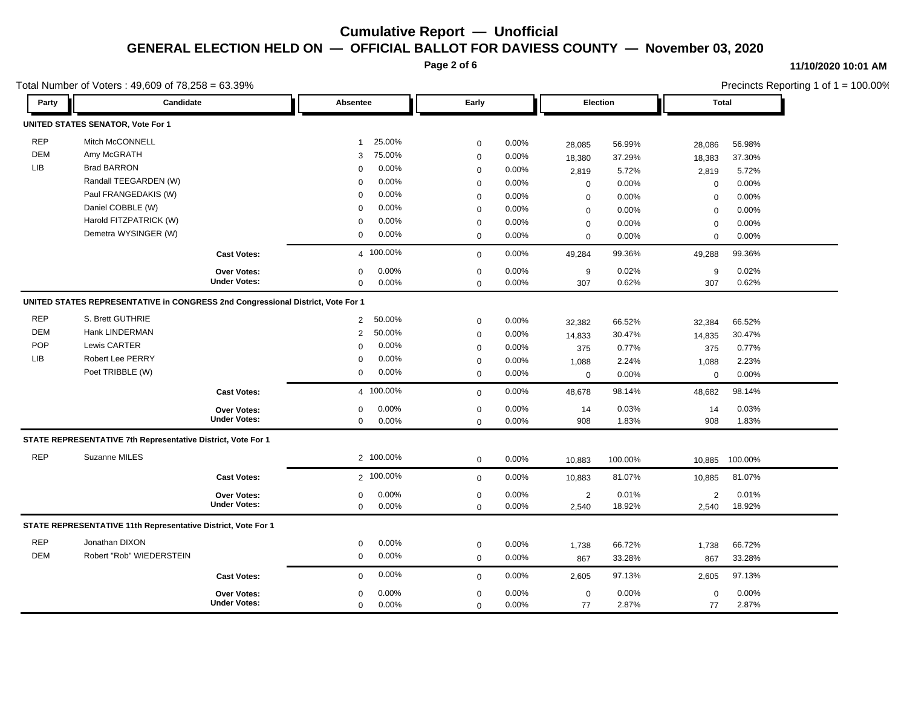# Cumulative Report — Unofficial

## GENERAL ELECTION HELD ON — OFFICIAL BALLOT FOR DAVIESS COUNTY — November 03, 2020

11/10/2020 10:01 AM

Total Number of Voters : 49,609 of 78,258 = 63.39%

Precincts Reporting 1 of 1 = 100.00%

| Party | Candidate | Absentee | | Early | | Election | | Total | |
|---|---|---|---|---|---|---|---|---|---|
| **UNITED STATES SENATOR, Vote For 1** | | | | | | | | | |
| REP | Mitch McCONNELL | 1 | 25.00% | 0 | 0.00% | 28,085 | 56.99% | 28,086 | 56.98% |
| DEM | Amy McGRATH | 3 | 75.00% | 0 | 0.00% | 18,380 | 37.29% | 18,383 | 37.30% |
| LIB | Brad BARRON | 0 | 0.00% | 0 | 0.00% | 2,819 | 5.72% | 2,819 | 5.72% |
| | Randall TEEGARDEN (W) | 0 | 0.00% | 0 | 0.00% | 0 | 0.00% | 0 | 0.00% |
| | Paul FRANGEDAKIS (W) | 0 | 0.00% | 0 | 0.00% | 0 | 0.00% | 0 | 0.00% |
| | Daniel COBBLE (W) | 0 | 0.00% | 0 | 0.00% | 0 | 0.00% | 0 | 0.00% |
| | Harold FITZPATRICK (W) | 0 | 0.00% | 0 | 0.00% | 0 | 0.00% | 0 | 0.00% |
| | Demetra WYSINGER (W) | 0 | 0.00% | 0 | 0.00% | 0 | 0.00% | 0 | 0.00% |
| | **Cast Votes:** | 4 | 100.00% | 0 | 0.00% | 49,284 | 99.36% | 49,288 | 99.36% |
| | **Over Votes:** | 0 | 0.00% | 0 | 0.00% | 9 | 0.02% | 9 | 0.02% |
| | **Under Votes:** | 0 | 0.00% | 0 | 0.00% | 307 | 0.62% | 307 | 0.62% |
| **UNITED STATES REPRESENTATIVE in CONGRESS 2nd Congressional District, Vote For 1** | | | | | | | | | |
| REP | S. Brett GUTHRIE | 2 | 50.00% | 0 | 0.00% | 32,382 | 66.52% | 32,384 | 66.52% |
| DEM | Hank LINDERMAN | 2 | 50.00% | 0 | 0.00% | 14,833 | 30.47% | 14,835 | 30.47% |
| POP | Lewis CARTER | 0 | 0.00% | 0 | 0.00% | 375 | 0.77% | 375 | 0.77% |
| LIB | Robert Lee PERRY | 0 | 0.00% | 0 | 0.00% | 1,088 | 2.24% | 1,088 | 2.23% |
| | Poet TRIBBLE (W) | 0 | 0.00% | 0 | 0.00% | 0 | 0.00% | 0 | 0.00% |
| | **Cast Votes:** | 4 | 100.00% | 0 | 0.00% | 48,678 | 98.14% | 48,682 | 98.14% |
| | **Over Votes:** | 0 | 0.00% | 0 | 0.00% | 14 | 0.03% | 14 | 0.03% |
| | **Under Votes:** | 0 | 0.00% | 0 | 0.00% | 908 | 1.83% | 908 | 1.83% |
| **STATE REPRESENTATIVE 7th Representative District, Vote For 1** | | | | | | | | | |
| REP | Suzanne MILES | 2 | 100.00% | 0 | 0.00% | 10,883 | 100.00% | 10,885 | 100.00% |
| | **Cast Votes:** | 2 | 100.00% | 0 | 0.00% | 10,883 | 81.07% | 10,885 | 81.07% |
| | **Over Votes:** | 0 | 0.00% | 0 | 0.00% | 2 | 0.01% | 2 | 0.01% |
| | **Under Votes:** | 0 | 0.00% | 0 | 0.00% | 2,540 | 18.92% | 2,540 | 18.92% |
| **STATE REPRESENTATIVE 11th Representative District, Vote For 1** | | | | | | | | | |
| REP | Jonathan DIXON | 0 | 0.00% | 0 | 0.00% | 1,738 | 66.72% | 1,738 | 66.72% |
| DEM | Robert "Rob" WIEDERSTEIN | 0 | 0.00% | 0 | 0.00% | 867 | 33.28% | 867 | 33.28% |
| | **Cast Votes:** | 0 | 0.00% | 0 | 0.00% | 2,605 | 97.13% | 2,605 | 97.13% |
| | **Over Votes:** | 0 | 0.00% | 0 | 0.00% | 0 | 0.00% | 0 | 0.00% |
| | **Under Votes:** | 0 | 0.00% | 0 | 0.00% | 77 | 2.87% | 77 | 2.87% |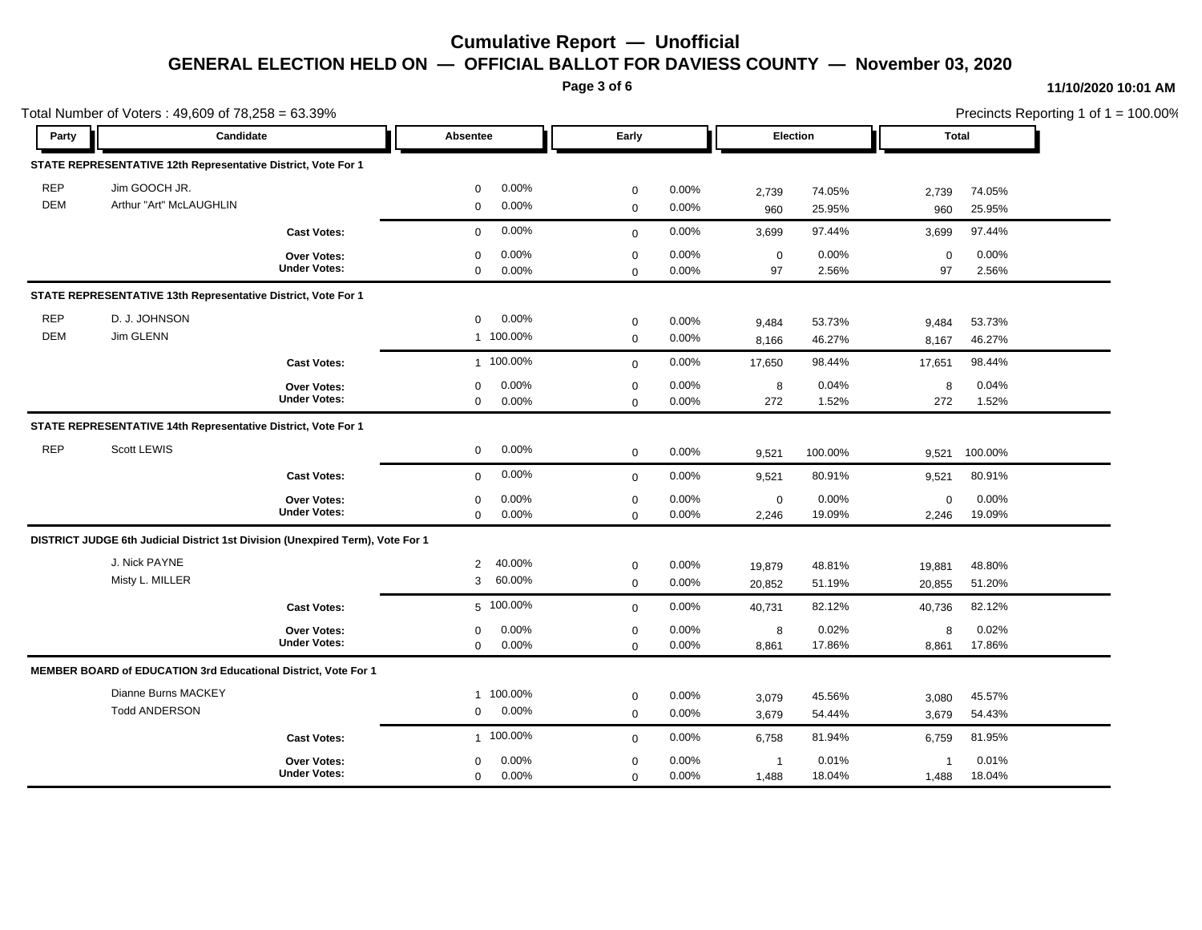# Cumulative Report — Unofficial

## GENERAL ELECTION HELD ON — OFFICIAL BALLOT FOR DAVIESS COUNTY — November 03, 2020

11/10/2020 10:01 AM

Total Number of Voters : 49,609 of 78,258 = 63.39%

Precincts Reporting 1 of 1 = 100.00%

| Party | Candidate | Absentee | | Early | | Election | | Total | |
|---|---|---|---|---|---|---|---|---|---|
| **STATE REPRESENTATIVE 12th Representative District, Vote For 1** | | | | | | | | | |
| REP | Jim GOOCH JR. | 0 | 0.00% | 0 | 0.00% | 2,739 | 74.05% | 2,739 | 74.05% |
| DEM | Arthur "Art" McLAUGHLIN | 0 | 0.00% | 0 | 0.00% | 960 | 25.95% | 960 | 25.95% |
| | **Cast Votes:** | 0 | 0.00% | 0 | 0.00% | 3,699 | 97.44% | 3,699 | 97.44% |
| | **Over Votes:** | 0 | 0.00% | 0 | 0.00% | 0 | 0.00% | 0 | 0.00% |
| | **Under Votes:** | 0 | 0.00% | 0 | 0.00% | 97 | 2.56% | 97 | 2.56% |
| **STATE REPRESENTATIVE 13th Representative District, Vote For 1** | | | | | | | | | |
| REP | D. J. JOHNSON | 0 | 0.00% | 0 | 0.00% | 9,484 | 53.73% | 9,484 | 53.73% |
| DEM | Jim GLENN | 1 | 100.00% | 0 | 0.00% | 8,166 | 46.27% | 8,167 | 46.27% |
| | **Cast Votes:** | 1 | 100.00% | 0 | 0.00% | 17,650 | 98.44% | 17,651 | 98.44% |
| | **Over Votes:** | 0 | 0.00% | 0 | 0.00% | 8 | 0.04% | 8 | 0.04% |
| | **Under Votes:** | 0 | 0.00% | 0 | 0.00% | 272 | 1.52% | 272 | 1.52% |
| **STATE REPRESENTATIVE 14th Representative District, Vote For 1** | | | | | | | | | |
| REP | Scott LEWIS | 0 | 0.00% | 0 | 0.00% | 9,521 | 100.00% | 9,521 | 100.00% |
| | **Cast Votes:** | 0 | 0.00% | 0 | 0.00% | 9,521 | 80.91% | 9,521 | 80.91% |
| | **Over Votes:** | 0 | 0.00% | 0 | 0.00% | 0 | 0.00% | 0 | 0.00% |
| | **Under Votes:** | 0 | 0.00% | 0 | 0.00% | 2,246 | 19.09% | 2,246 | 19.09% |
| **DISTRICT JUDGE 6th Judicial District 1st Division (Unexpired Term), Vote For 1** | | | | | | | | | |
| | J. Nick PAYNE | 2 | 40.00% | 0 | 0.00% | 19,879 | 48.81% | 19,881 | 48.80% |
| | Misty L. MILLER | 3 | 60.00% | 0 | 0.00% | 20,852 | 51.19% | 20,855 | 51.20% |
| | **Cast Votes:** | 5 | 100.00% | 0 | 0.00% | 40,731 | 82.12% | 40,736 | 82.12% |
| | **Over Votes:** | 0 | 0.00% | 0 | 0.00% | 8 | 0.02% | 8 | 0.02% |
| | **Under Votes:** | 0 | 0.00% | 0 | 0.00% | 8,861 | 17.86% | 8,861 | 17.86% |
| **MEMBER BOARD of EDUCATION 3rd Educational District, Vote For 1** | | | | | | | | | |
| | Dianne Burns MACKEY | 1 | 100.00% | 0 | 0.00% | 3,079 | 45.56% | 3,080 | 45.57% |
| | Todd ANDERSON | 0 | 0.00% | 0 | 0.00% | 3,679 | 54.44% | 3,679 | 54.43% |
| | **Cast Votes:** | 1 | 100.00% | 0 | 0.00% | 6,758 | 81.94% | 6,759 | 81.95% |
| | **Over Votes:** | 0 | 0.00% | 0 | 0.00% | 1 | 0.01% | 1 | 0.01% |
| | **Under Votes:** | 0 | 0.00% | 0 | 0.00% | 1,488 | 18.04% | 1,488 | 18.04% |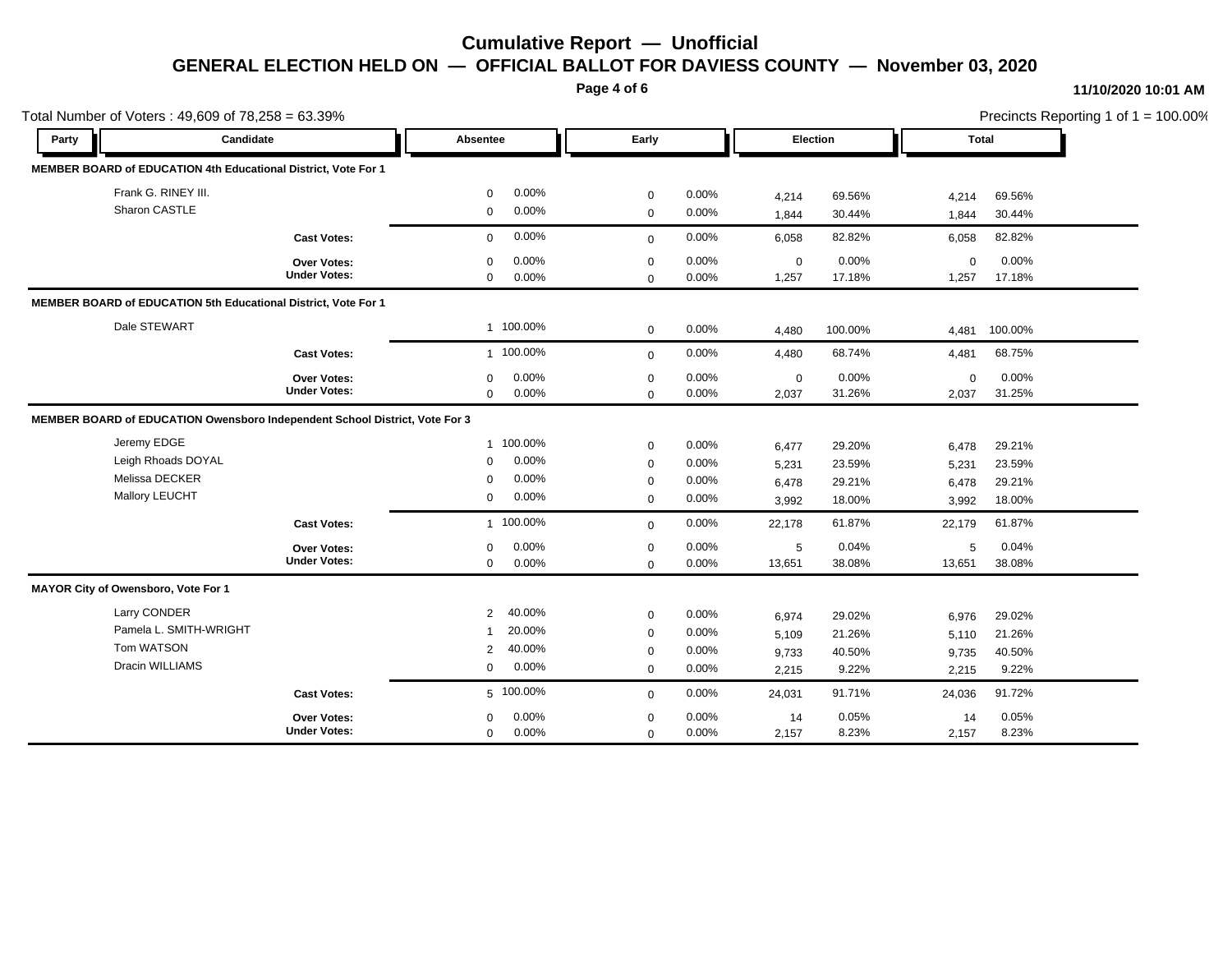# Cumulative Report — Unofficial

## GENERAL ELECTION HELD ON — OFFICIAL BALLOT FOR DAVIESS COUNTY — November 03, 2020

11/10/2020 10:01 AM

Total Number of Voters : 49,609 of 78,258 = 63.39%

Precincts Reporting 1 of 1 = 100.00%

| Party | Candidate | Absentee | | Early | | Election | | Total | |
|---|---|---|---|---|---|---|---|---|---|
| **MEMBER BOARD of EDUCATION 4th Educational District, Vote For 1** | | | | | | | | | |
| | Frank G. RINEY III. | 0 | 0.00% | 0 | 0.00% | 4,214 | 69.56% | 4,214 | 69.56% |
| | Sharon CASTLE | 0 | 0.00% | 0 | 0.00% | 1,844 | 30.44% | 1,844 | 30.44% |
| | **Cast Votes:** | 0 | 0.00% | 0 | 0.00% | 6,058 | 82.82% | 6,058 | 82.82% |
| | **Over Votes:** | 0 | 0.00% | 0 | 0.00% | 0 | 0.00% | 0 | 0.00% |
| | **Under Votes:** | 0 | 0.00% | 0 | 0.00% | 1,257 | 17.18% | 1,257 | 17.18% |
| **MEMBER BOARD of EDUCATION 5th Educational District, Vote For 1** | | | | | | | | | |
| | Dale STEWART | 1 | 100.00% | 0 | 0.00% | 4,480 | 100.00% | 4,481 | 100.00% |
| | **Cast Votes:** | 1 | 100.00% | 0 | 0.00% | 4,480 | 68.74% | 4,481 | 68.75% |
| | **Over Votes:** | 0 | 0.00% | 0 | 0.00% | 0 | 0.00% | 0 | 0.00% |
| | **Under Votes:** | 0 | 0.00% | 0 | 0.00% | 2,037 | 31.26% | 2,037 | 31.25% |
| **MEMBER BOARD of EDUCATION Owensboro Independent School District, Vote For 3** | | | | | | | | | |
| | Jeremy EDGE | 1 | 100.00% | 0 | 0.00% | 6,477 | 29.20% | 6,478 | 29.21% |
| | Leigh Rhoads DOYAL | 0 | 0.00% | 0 | 0.00% | 5,231 | 23.59% | 5,231 | 23.59% |
| | Melissa DECKER | 0 | 0.00% | 0 | 0.00% | 6,478 | 29.21% | 6,478 | 29.21% |
| | Mallory LEUCHT | 0 | 0.00% | 0 | 0.00% | 3,992 | 18.00% | 3,992 | 18.00% |
| | **Cast Votes:** | 1 | 100.00% | 0 | 0.00% | 22,178 | 61.87% | 22,179 | 61.87% |
| | **Over Votes:** | 0 | 0.00% | 0 | 0.00% | 5 | 0.04% | 5 | 0.04% |
| | **Under Votes:** | 0 | 0.00% | 0 | 0.00% | 13,651 | 38.08% | 13,651 | 38.08% |
| **MAYOR City of Owensboro, Vote For 1** | | | | | | | | | |
| | Larry CONDER | 2 | 40.00% | 0 | 0.00% | 6,974 | 29.02% | 6,976 | 29.02% |
| | Pamela L. SMITH-WRIGHT | 1 | 20.00% | 0 | 0.00% | 5,109 | 21.26% | 5,110 | 21.26% |
| | Tom WATSON | 2 | 40.00% | 0 | 0.00% | 9,733 | 40.50% | 9,735 | 40.50% |
| | Dracin WILLIAMS | 0 | 0.00% | 0 | 0.00% | 2,215 | 9.22% | 2,215 | 9.22% |
| | **Cast Votes:** | 5 | 100.00% | 0 | 0.00% | 24,031 | 91.71% | 24,036 | 91.72% |
| | **Over Votes:** | 0 | 0.00% | 0 | 0.00% | 14 | 0.05% | 14 | 0.05% |
| | **Under Votes:** | 0 | 0.00% | 0 | 0.00% | 2,157 | 8.23% | 2,157 | 8.23% |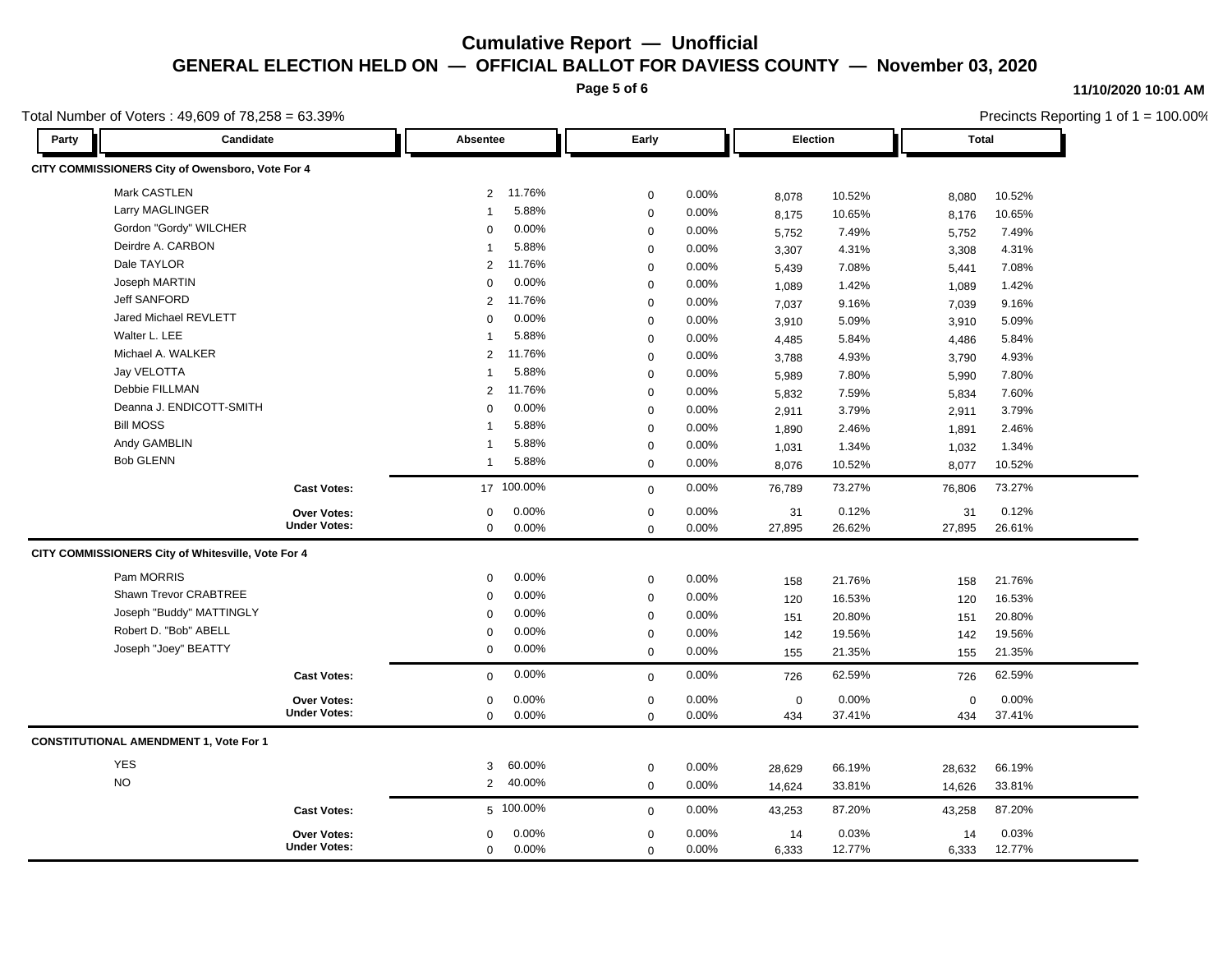# Cumulative Report — Unofficial

## GENERAL ELECTION HELD ON — OFFICIAL BALLOT FOR DAVIESS COUNTY — November 03, 2020

11/10/2020 10:01 AM

Total Number of Voters : 49,609 of 78,258 = 63.39%

Precincts Reporting 1 of 1 = 100.00%

| Party | Candidate | Absentee | | Early | | Election | | Total | |
|---|---|---|---|---|---|---|---|---|---|
| **CITY COMMISSIONERS City of Owensboro, Vote For 4** | | | | | | | | | |
| | Mark CASTLEN | 2 | 11.76% | 0 | 0.00% | 8,078 | 10.52% | 8,080 | 10.52% |
| | Larry MAGLINGER | 1 | 5.88% | 0 | 0.00% | 8,175 | 10.65% | 8,176 | 10.65% |
| | Gordon "Gordy" WILCHER | 0 | 0.00% | 0 | 0.00% | 5,752 | 7.49% | 5,752 | 7.49% |
| | Deirdre A. CARBON | 1 | 5.88% | 0 | 0.00% | 3,307 | 4.31% | 3,308 | 4.31% |
| | Dale TAYLOR | 2 | 11.76% | 0 | 0.00% | 5,439 | 7.08% | 5,441 | 7.08% |
| | Joseph MARTIN | 0 | 0.00% | 0 | 0.00% | 1,089 | 1.42% | 1,089 | 1.42% |
| | Jeff SANFORD | 2 | 11.76% | 0 | 0.00% | 7,037 | 9.16% | 7,039 | 9.16% |
| | Jared Michael REVLETT | 0 | 0.00% | 0 | 0.00% | 3,910 | 5.09% | 3,910 | 5.09% |
| | Walter L. LEE | 1 | 5.88% | 0 | 0.00% | 4,485 | 5.84% | 4,486 | 5.84% |
| | Michael A. WALKER | 2 | 11.76% | 0 | 0.00% | 3,788 | 4.93% | 3,790 | 4.93% |
| | Jay VELOTTA | 1 | 5.88% | 0 | 0.00% | 5,989 | 7.80% | 5,990 | 7.80% |
| | Debbie FILLMAN | 2 | 11.76% | 0 | 0.00% | 5,832 | 7.59% | 5,834 | 7.60% |
| | Deanna J. ENDICOTT-SMITH | 0 | 0.00% | 0 | 0.00% | 2,911 | 3.79% | 2,911 | 3.79% |
| | Bill MOSS | 1 | 5.88% | 0 | 0.00% | 1,890 | 2.46% | 1,891 | 2.46% |
| | Andy GAMBLIN | 1 | 5.88% | 0 | 0.00% | 1,031 | 1.34% | 1,032 | 1.34% |
| | Bob GLENN | 1 | 5.88% | 0 | 0.00% | 8,076 | 10.52% | 8,077 | 10.52% |
| | **Cast Votes:** | 17 | 100.00% | 0 | 0.00% | 76,789 | 73.27% | 76,806 | 73.27% |
| | **Over Votes:** | 0 | 0.00% | 0 | 0.00% | 31 | 0.12% | 31 | 0.12% |
| | **Under Votes:** | 0 | 0.00% | 0 | 0.00% | 27,895 | 26.62% | 27,895 | 26.61% |
| **CITY COMMISSIONERS City of Whitesville, Vote For 4** | | | | | | | | | |
| | Pam MORRIS | 0 | 0.00% | 0 | 0.00% | 158 | 21.76% | 158 | 21.76% |
| | Shawn Trevor CRABTREE | 0 | 0.00% | 0 | 0.00% | 120 | 16.53% | 120 | 16.53% |
| | Joseph "Buddy" MATTINGLY | 0 | 0.00% | 0 | 0.00% | 151 | 20.80% | 151 | 20.80% |
| | Robert D. "Bob" ABELL | 0 | 0.00% | 0 | 0.00% | 142 | 19.56% | 142 | 19.56% |
| | Joseph "Joey" BEATTY | 0 | 0.00% | 0 | 0.00% | 155 | 21.35% | 155 | 21.35% |
| | **Cast Votes:** | 0 | 0.00% | 0 | 0.00% | 726 | 62.59% | 726 | 62.59% |
| | **Over Votes:** | 0 | 0.00% | 0 | 0.00% | 0 | 0.00% | 0 | 0.00% |
| | **Under Votes:** | 0 | 0.00% | 0 | 0.00% | 434 | 37.41% | 434 | 37.41% |
| **CONSTITUTIONAL AMENDMENT 1, Vote For 1** | | | | | | | | | |
| | YES | 3 | 60.00% | 0 | 0.00% | 28,629 | 66.19% | 28,632 | 66.19% |
| | NO | 2 | 40.00% | 0 | 0.00% | 14,624 | 33.81% | 14,626 | 33.81% |
| | **Cast Votes:** | 5 | 100.00% | 0 | 0.00% | 43,253 | 87.20% | 43,258 | 87.20% |
| | **Over Votes:** | 0 | 0.00% | 0 | 0.00% | 14 | 0.03% | 14 | 0.03% |
| | **Under Votes:** | 0 | 0.00% | 0 | 0.00% | 6,333 | 12.77% | 6,333 | 12.77% |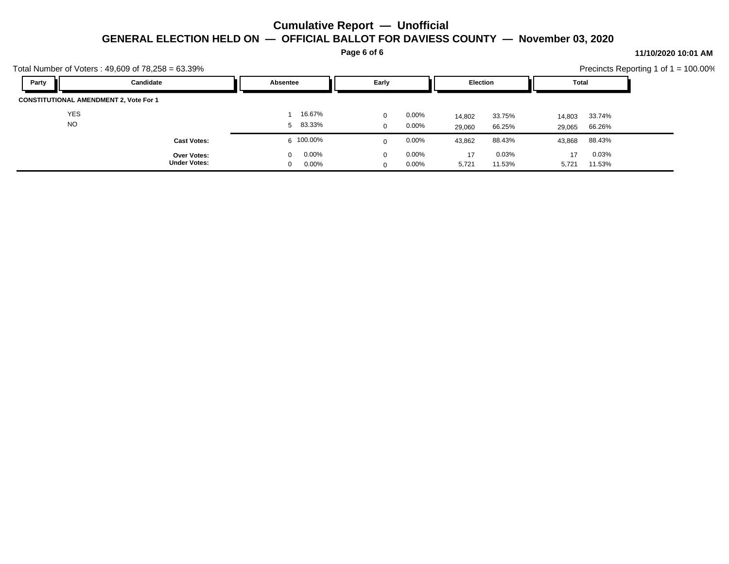# Cumulative Report — Unofficial

## GENERAL ELECTION HELD ON — OFFICIAL BALLOT FOR DAVIESS COUNTY — November 03, 2020

11/10/2020 10:01 AM

Total Number of Voters : 49,609 of 78,258 = 63.39%

Precincts Reporting 1 of 1 = 100.00%

| Party | Candidate | Absentee | | Early | | Election | | Total | |
|---|---|---|---|---|---|---|---|---|---|
| **CONSTITUTIONAL AMENDMENT 2, Vote For 1** | | | | | | | | | |
| | YES | 1 | 16.67% | 0 | 0.00% | 14,802 | 33.75% | 14,803 | 33.74% |
| | NO | 5 | 83.33% | 0 | 0.00% | 29,060 | 66.25% | 29,065 | 66.26% |
| | **Cast Votes:** | 6 | 100.00% | 0 | 0.00% | 43,862 | 88.43% | 43,868 | 88.43% |
| | **Over Votes:** | 0 | 0.00% | 0 | 0.00% | 17 | 0.03% | 17 | 0.03% |
| | **Under Votes:** | 0 | 0.00% | 0 | 0.00% | 5,721 | 11.53% | 5,721 | 11.53% |